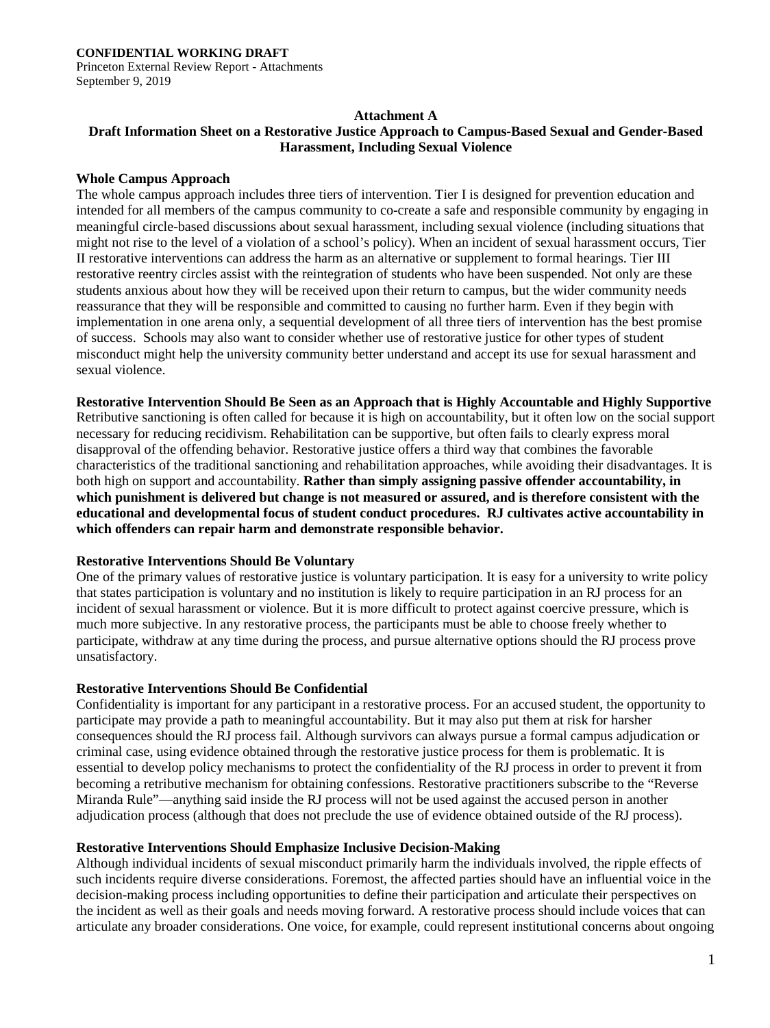**CONFIDENTIAL WORKING DRAFT**
Princeton External Review Report - Attachments
September 9, 2019

**Attachment A**
**Draft Information Sheet on a Restorative Justice Approach to Campus-Based Sexual and Gender-Based Harassment, Including Sexual Violence**

**Whole Campus Approach**

The whole campus approach includes three tiers of intervention. Tier I is designed for prevention education and intended for all members of the campus community to co-create a safe and responsible community by engaging in meaningful circle-based discussions about sexual harassment, including sexual violence (including situations that might not rise to the level of a violation of a school's policy). When an incident of sexual harassment occurs, Tier II restorative interventions can address the harm as an alternative or supplement to formal hearings. Tier III restorative reentry circles assist with the reintegration of students who have been suspended. Not only are these students anxious about how they will be received upon their return to campus, but the wider community needs reassurance that they will be responsible and committed to causing no further harm. Even if they begin with implementation in one arena only, a sequential development of all three tiers of intervention has the best promise of success. Schools may also want to consider whether use of restorative justice for other types of student misconduct might help the university community better understand and accept its use for sexual harassment and sexual violence.

**Restorative Intervention Should Be Seen as an Approach that is Highly Accountable and Highly Supportive**

Retributive sanctioning is often called for because it is high on accountability, but it often low on the social support necessary for reducing recidivism. Rehabilitation can be supportive, but often fails to clearly express moral disapproval of the offending behavior. Restorative justice offers a third way that combines the favorable characteristics of the traditional sanctioning and rehabilitation approaches, while avoiding their disadvantages. It is both high on support and accountability. **Rather than simply assigning passive offender accountability, in which punishment is delivered but change is not measured or assured, and is therefore consistent with the educational and developmental focus of student conduct procedures. RJ cultivates active accountability in which offenders can repair harm and demonstrate responsible behavior.**

**Restorative Interventions Should Be Voluntary**

One of the primary values of restorative justice is voluntary participation. It is easy for a university to write policy that states participation is voluntary and no institution is likely to require participation in an RJ process for an incident of sexual harassment or violence. But it is more difficult to protect against coercive pressure, which is much more subjective. In any restorative process, the participants must be able to choose freely whether to participate, withdraw at any time during the process, and pursue alternative options should the RJ process prove unsatisfactory.

**Restorative Interventions Should Be Confidential**

Confidentiality is important for any participant in a restorative process. For an accused student, the opportunity to participate may provide a path to meaningful accountability. But it may also put them at risk for harsher consequences should the RJ process fail. Although survivors can always pursue a formal campus adjudication or criminal case, using evidence obtained through the restorative justice process for them is problematic. It is essential to develop policy mechanisms to protect the confidentiality of the RJ process in order to prevent it from becoming a retributive mechanism for obtaining confessions. Restorative practitioners subscribe to the "Reverse Miranda Rule"—anything said inside the RJ process will not be used against the accused person in another adjudication process (although that does not preclude the use of evidence obtained outside of the RJ process).

**Restorative Interventions Should Emphasize Inclusive Decision-Making**

Although individual incidents of sexual misconduct primarily harm the individuals involved, the ripple effects of such incidents require diverse considerations. Foremost, the affected parties should have an influential voice in the decision-making process including opportunities to define their participation and articulate their perspectives on the incident as well as their goals and needs moving forward. A restorative process should include voices that can articulate any broader considerations. One voice, for example, could represent institutional concerns about ongoing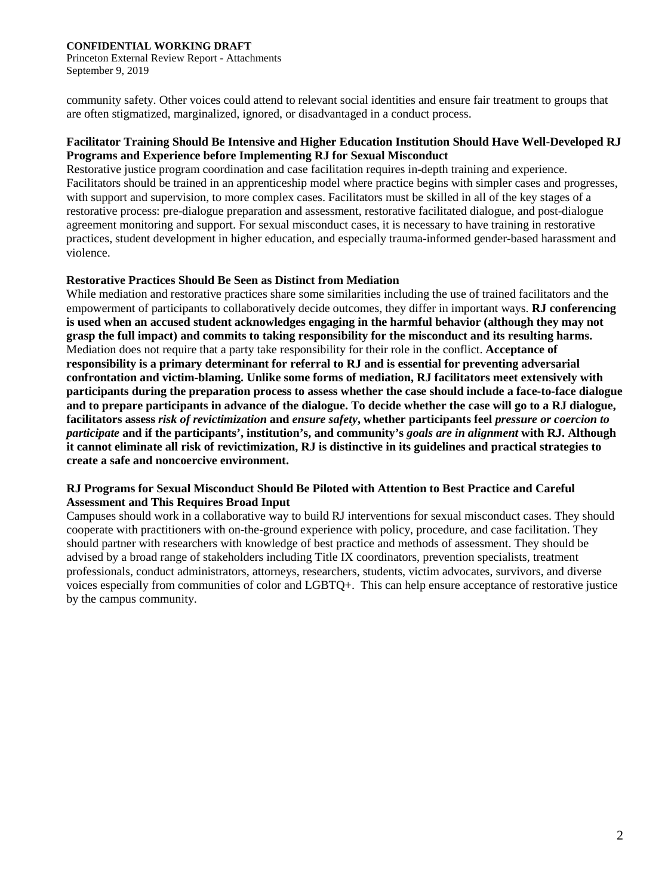community safety. Other voices could attend to relevant social identities and ensure fair treatment to groups that are often stigmatized, marginalized, ignored, or disadvantaged in a conduct process.

### Facilitator Training Should Be Intensive and Higher Education Institution Should Have Well-Developed RJ Programs and Experience before Implementing RJ for Sexual Misconduct

Restorative justice program coordination and case facilitation requires in-depth training and experience. Facilitators should be trained in an apprenticeship model where practice begins with simpler cases and progresses, with support and supervision, to more complex cases. Facilitators must be skilled in all of the key stages of a restorative process: pre-dialogue preparation and assessment, restorative facilitated dialogue, and post-dialogue agreement monitoring and support. For sexual misconduct cases, it is necessary to have training in restorative practices, student development in higher education, and especially trauma-informed gender-based harassment and violence.

### Restorative Practices Should Be Seen as Distinct from Mediation

While mediation and restorative practices share some similarities including the use of trained facilitators and the empowerment of participants to collaboratively decide outcomes, they differ in important ways. **RJ conferencing is used when an accused student acknowledges engaging in the harmful behavior (although they may not grasp the full impact) and commits to taking responsibility for the misconduct and its resulting harms.** Mediation does not require that a party take responsibility for their role in the conflict. **Acceptance of responsibility is a primary determinant for referral to RJ and is essential for preventing adversarial confrontation and victim-blaming. Unlike some forms of mediation, RJ facilitators meet extensively with participants during the preparation process to assess whether the case should include a face-to-face dialogue and to prepare participants in advance of the dialogue. To decide whether the case will go to a RJ dialogue, facilitators assess *risk of revictimization* and *ensure safety*, whether participants feel *pressure or coercion to participate* and if the participants', institution's, and community's *goals are in alignment* with RJ. Although it cannot eliminate all risk of revictimization, RJ is distinctive in its guidelines and practical strategies to create a safe and noncoercive environment.**

### RJ Programs for Sexual Misconduct Should Be Piloted with Attention to Best Practice and Careful Assessment and This Requires Broad Input

Campuses should work in a collaborative way to build RJ interventions for sexual misconduct cases. They should cooperate with practitioners with on-the-ground experience with policy, procedure, and case facilitation. They should partner with researchers with knowledge of best practice and methods of assessment. They should be advised by a broad range of stakeholders including Title IX coordinators, prevention specialists, treatment professionals, conduct administrators, attorneys, researchers, students, victim advocates, survivors, and diverse voices especially from communities of color and LGBTQ+. This can help ensure acceptance of restorative justice by the campus community.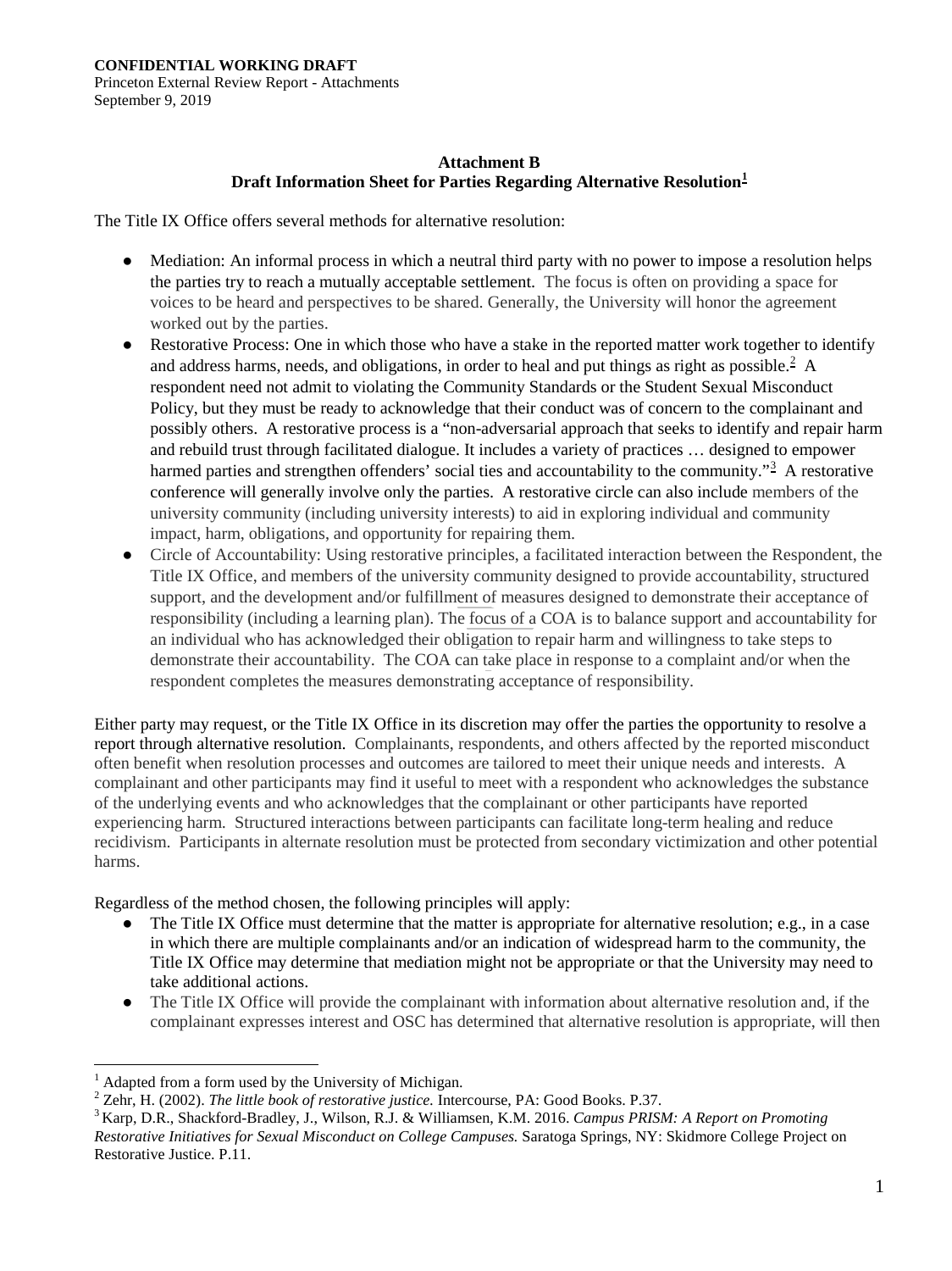**CONFIDENTIAL WORKING DRAFT**
Princeton External Review Report - Attachments
September 9, 2019

**Attachment B**
**Draft Information Sheet for Parties Regarding Alternative Resolution[1]**

The Title IX Office offers several methods for alternative resolution:

- Mediation: An informal process in which a neutral third party with no power to impose a resolution helps the parties try to reach a mutually acceptable settlement. The focus is often on providing a space for voices to be heard and perspectives to be shared. Generally, the University will honor the agreement worked out by the parties.
- Restorative Process: One in which those who have a stake in the reported matter work together to identify and address harms, needs, and obligations, in order to heal and put things as right as possible.[2] A respondent need not admit to violating the Community Standards or the Student Sexual Misconduct Policy, but they must be ready to acknowledge that their conduct was of concern to the complainant and possibly others. A restorative process is a "non-adversarial approach that seeks to identify and repair harm and rebuild trust through facilitated dialogue. It includes a variety of practices … designed to empower harmed parties and strengthen offenders' social ties and accountability to the community."[3] A restorative conference will generally involve only the parties. A restorative circle can also include members of the university community (including university interests) to aid in exploring individual and community impact, harm, obligations, and opportunity for repairing them.
- Circle of Accountability: Using restorative principles, a facilitated interaction between the Respondent, the Title IX Office, and members of the university community designed to provide accountability, structured support, and the development and/or fulfillment of measures designed to demonstrate their acceptance of responsibility (including a learning plan). The focus of a COA is to balance support and accountability for an individual who has acknowledged their obligation to repair harm and willingness to take steps to demonstrate their accountability. The COA can take place in response to a complaint and/or when the respondent completes the measures demonstrating acceptance of responsibility.

Either party may request, or the Title IX Office in its discretion may offer the parties the opportunity to resolve a report through alternative resolution. Complainants, respondents, and others affected by the reported misconduct often benefit when resolution processes and outcomes are tailored to meet their unique needs and interests. A complainant and other participants may find it useful to meet with a respondent who acknowledges the substance of the underlying events and who acknowledges that the complainant or other participants have reported experiencing harm. Structured interactions between participants can facilitate long-term healing and reduce recidivism. Participants in alternate resolution must be protected from secondary victimization and other potential harms.

Regardless of the method chosen, the following principles will apply:

- The Title IX Office must determine that the matter is appropriate for alternative resolution; e.g., in a case in which there are multiple complainants and/or an indication of widespread harm to the community, the Title IX Office may determine that mediation might not be appropriate or that the University may need to take additional actions.
- The Title IX Office will provide the complainant with information about alternative resolution and, if the complainant expresses interest and OSC has determined that alternative resolution is appropriate, will then

[1] Adapted from a form used by the University of Michigan.

[2] Zehr, H. (2002). *The little book of restorative justice.* Intercourse, PA: Good Books. P.37.

[3] Karp, D.R., Shackford-Bradley, J., Wilson, R.J. & Williamsen, K.M. 2016. *Campus PRISM: A Report on Promoting Restorative Initiatives for Sexual Misconduct on College Campuses.* Saratoga Springs, NY: Skidmore College Project on Restorative Justice. P.11.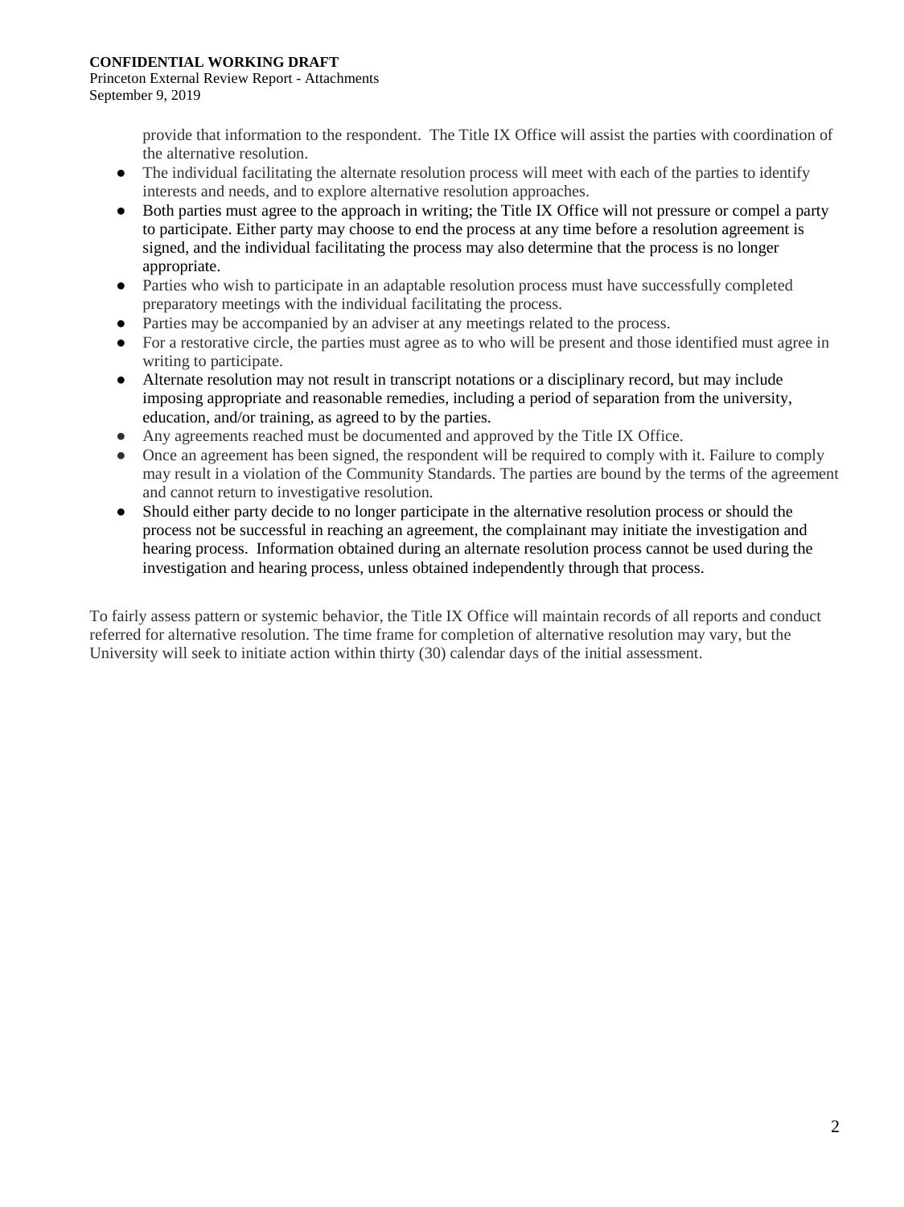provide that information to the respondent. The Title IX Office will assist the parties with coordination of the alternative resolution.

- The individual facilitating the alternate resolution process will meet with each of the parties to identify interests and needs, and to explore alternative resolution approaches.
- Both parties must agree to the approach in writing; the Title IX Office will not pressure or compel a party to participate. Either party may choose to end the process at any time before a resolution agreement is signed, and the individual facilitating the process may also determine that the process is no longer appropriate.
- Parties who wish to participate in an adaptable resolution process must have successfully completed preparatory meetings with the individual facilitating the process.
- Parties may be accompanied by an adviser at any meetings related to the process.
- For a restorative circle, the parties must agree as to who will be present and those identified must agree in writing to participate.
- Alternate resolution may not result in transcript notations or a disciplinary record, but may include imposing appropriate and reasonable remedies, including a period of separation from the university, education, and/or training, as agreed to by the parties.
- Any agreements reached must be documented and approved by the Title IX Office.
- Once an agreement has been signed, the respondent will be required to comply with it. Failure to comply may result in a violation of the Community Standards. The parties are bound by the terms of the agreement and cannot return to investigative resolution.
- Should either party decide to no longer participate in the alternative resolution process or should the process not be successful in reaching an agreement, the complainant may initiate the investigation and hearing process. Information obtained during an alternate resolution process cannot be used during the investigation and hearing process, unless obtained independently through that process.

To fairly assess pattern or systemic behavior, the Title IX Office will maintain records of all reports and conduct referred for alternative resolution. The time frame for completion of alternative resolution may vary, but the University will seek to initiate action within thirty (30) calendar days of the initial assessment.